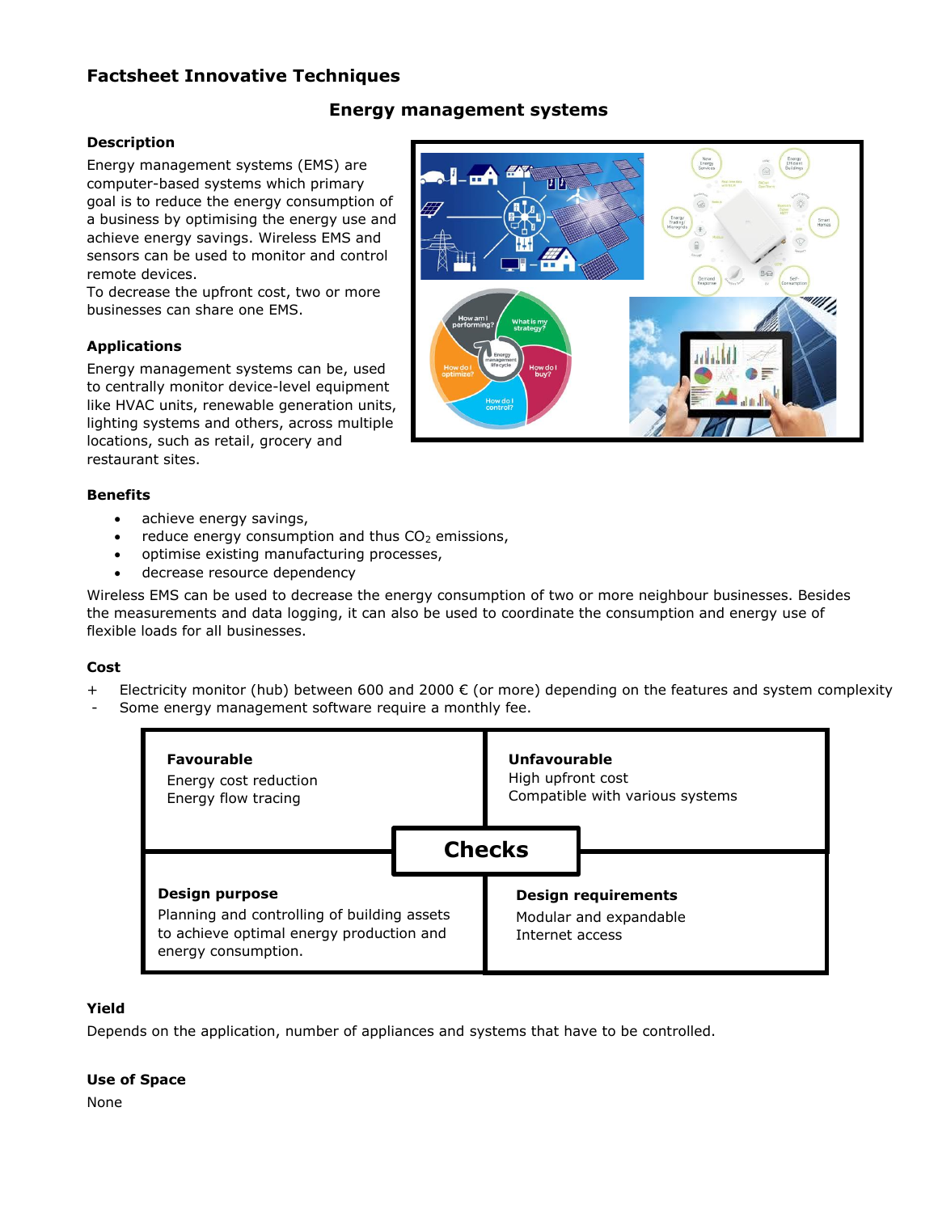# Factsheet Innovative Techniques

## Energy management systems

### Description

Energy management systems (EMS) are computer-based systems which primary goal is to reduce the energy consumption of a business by optimising the energy use and achieve energy savings. Wireless EMS and sensors can be used to monitor and control remote devices.
To decrease the upfront cost, two or more businesses can share one EMS.

### Applications

Energy management systems can be, used to centrally monitor device-level equipment like HVAC units, renewable generation units, lighting systems and others, across multiple locations, such as retail, grocery and restaurant sites.

### Benefits

- achieve energy savings,
- reduce energy consumption and thus $CO_2$ emissions,
- optimise existing manufacturing processes,
- decrease resource dependency

Wireless EMS can be used to decrease the energy consumption of two or more neighbour businesses. Besides the measurements and data logging, it can also be used to coordinate the consumption and energy use of flexible loads for all businesses.

### Cost

+ Electricity monitor (hub) between 600 and 2000 € (or more) depending on the features and system complexity
- Some energy management software require a monthly fee.

### Checks

| **Favourable** | **Unfavourable** |
|---|---|
| Energy cost reduction<br>Energy flow tracing | High upfront cost<br>Compatible with various systems |
| **Design purpose** | **Design requirements** |
| Planning and controlling of building assets to achieve optimal energy production and energy consumption. | Modular and expandable<br>Internet access |

### Yield

Depends on the application, number of appliances and systems that have to be controlled.

### Use of Space

None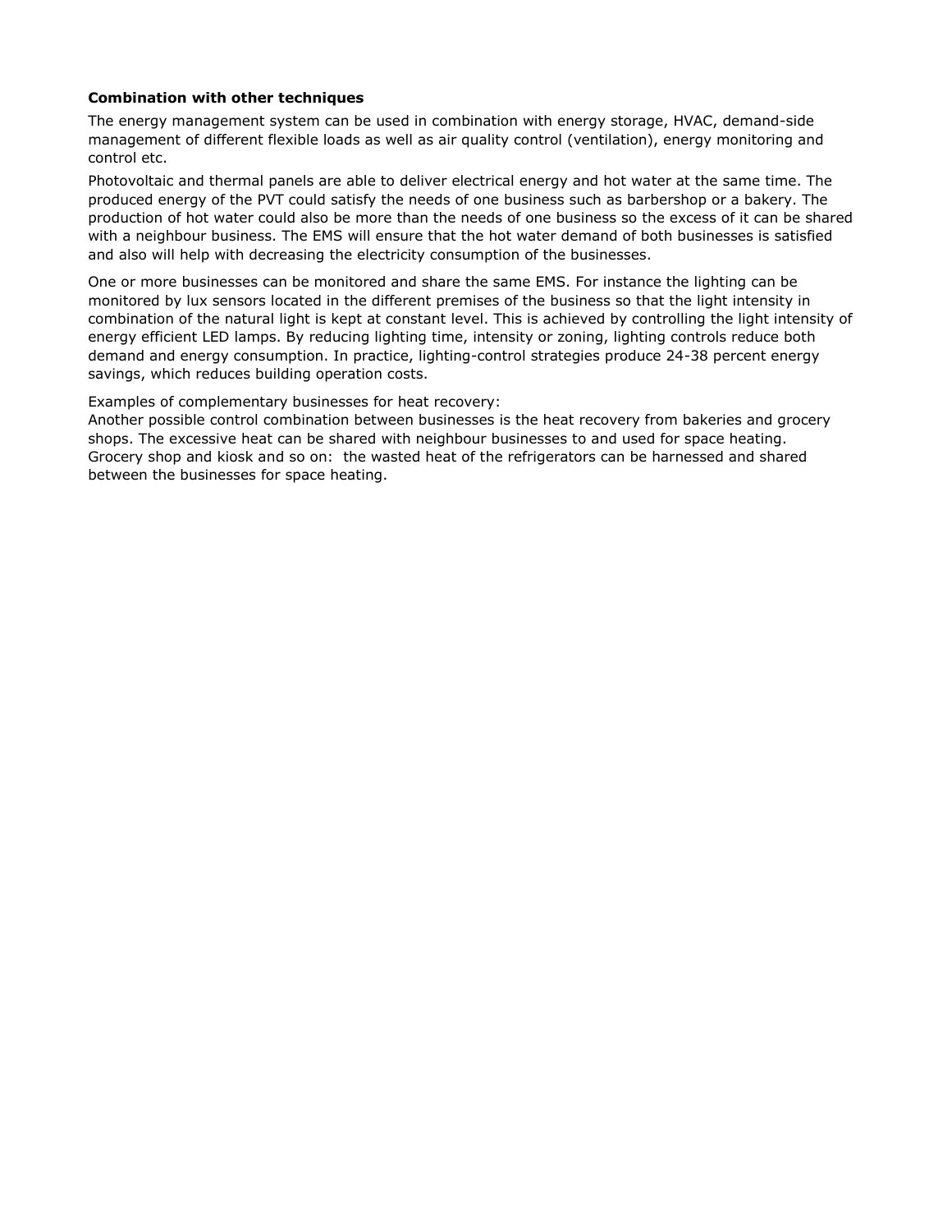**Combination with other techniques**

The energy management system can be used in combination with energy storage, HVAC, demand-side management of different flexible loads as well as air quality control (ventilation), energy monitoring and control etc.

Photovoltaic and thermal panels are able to deliver electrical energy and hot water at the same time. The produced energy of the PVT could satisfy the needs of one business such as barbershop or a bakery. The production of hot water could also be more than the needs of one business so the excess of it can be shared with a neighbour business. The EMS will ensure that the hot water demand of both businesses is satisfied and also will help with decreasing the electricity consumption of the businesses.

One or more businesses can be monitored and share the same EMS. For instance the lighting can be monitored by lux sensors located in the different premises of the business so that the light intensity in combination of the natural light is kept at constant level. This is achieved by controlling the light intensity of energy efficient LED lamps. By reducing lighting time, intensity or zoning, lighting controls reduce both demand and energy consumption. In practice, lighting-control strategies produce 24-38 percent energy savings, which reduces building operation costs.

Examples of complementary businesses for heat recovery:
Another possible control combination between businesses is the heat recovery from bakeries and grocery shops. The excessive heat can be shared with neighbour businesses to and used for space heating.
Grocery shop and kiosk and so on: the wasted heat of the refrigerators can be harnessed and shared between the businesses for space heating.